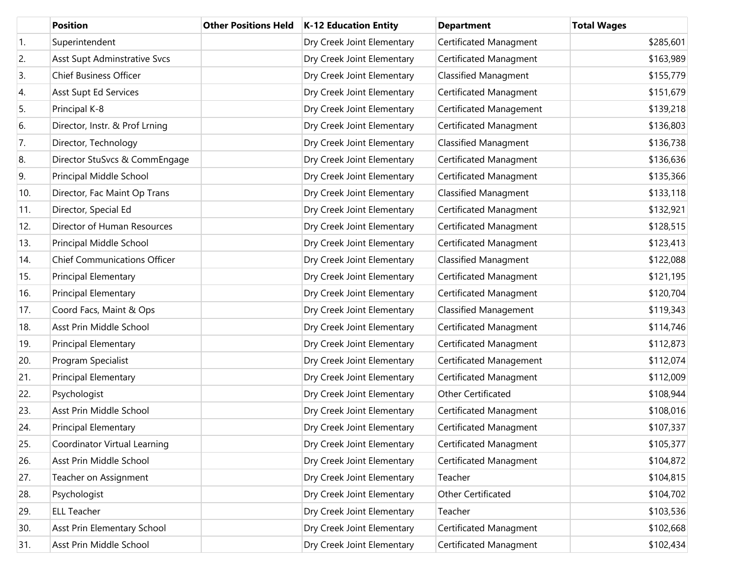| | Position | Other Positions Held | K-12 Education Entity | Department | Total Wages |
|---|---|---|---|---|---|
| 1. | Superintendent | | Dry Creek Joint Elementary | Certificated Managment | $285,601 |
| 2. | Asst Supt Adminstrative Svcs | | Dry Creek Joint Elementary | Certificated Managment | $163,989 |
| 3. | Chief Business Officer | | Dry Creek Joint Elementary | Classified Managment | $155,779 |
| 4. | Asst Supt Ed Services | | Dry Creek Joint Elementary | Certificated Managment | $151,679 |
| 5. | Principal K-8 | | Dry Creek Joint Elementary | Certificated Management | $139,218 |
| 6. | Director, Instr. & Prof Lrning | | Dry Creek Joint Elementary | Certificated Managment | $136,803 |
| 7. | Director, Technology | | Dry Creek Joint Elementary | Classified Managment | $136,738 |
| 8. | Director StuSvcs & CommEngage | | Dry Creek Joint Elementary | Certificated Managment | $136,636 |
| 9. | Principal Middle School | | Dry Creek Joint Elementary | Certificated Managment | $135,366 |
| 10. | Director, Fac Maint Op Trans | | Dry Creek Joint Elementary | Classified Managment | $133,118 |
| 11. | Director, Special Ed | | Dry Creek Joint Elementary | Certificated Managment | $132,921 |
| 12. | Director of Human Resources | | Dry Creek Joint Elementary | Certificated Managment | $128,515 |
| 13. | Principal Middle School | | Dry Creek Joint Elementary | Certificated Managment | $123,413 |
| 14. | Chief Communications Officer | | Dry Creek Joint Elementary | Classified Managment | $122,088 |
| 15. | Principal Elementary | | Dry Creek Joint Elementary | Certificated Managment | $121,195 |
| 16. | Principal Elementary | | Dry Creek Joint Elementary | Certificated Managment | $120,704 |
| 17. | Coord Facs, Maint & Ops | | Dry Creek Joint Elementary | Classified Management | $119,343 |
| 18. | Asst Prin Middle School | | Dry Creek Joint Elementary | Certificated Managment | $114,746 |
| 19. | Principal Elementary | | Dry Creek Joint Elementary | Certificated Managment | $112,873 |
| 20. | Program Specialist | | Dry Creek Joint Elementary | Certificated Management | $112,074 |
| 21. | Principal Elementary | | Dry Creek Joint Elementary | Certificated Managment | $112,009 |
| 22. | Psychologist | | Dry Creek Joint Elementary | Other Certificated | $108,944 |
| 23. | Asst Prin Middle School | | Dry Creek Joint Elementary | Certificated Managment | $108,016 |
| 24. | Principal Elementary | | Dry Creek Joint Elementary | Certificated Managment | $107,337 |
| 25. | Coordinator Virtual Learning | | Dry Creek Joint Elementary | Certificated Managment | $105,377 |
| 26. | Asst Prin Middle School | | Dry Creek Joint Elementary | Certificated Managment | $104,872 |
| 27. | Teacher on Assignment | | Dry Creek Joint Elementary | Teacher | $104,815 |
| 28. | Psychologist | | Dry Creek Joint Elementary | Other Certificated | $104,702 |
| 29. | ELL Teacher | | Dry Creek Joint Elementary | Teacher | $103,536 |
| 30. | Asst Prin Elementary School | | Dry Creek Joint Elementary | Certificated Managment | $102,668 |
| 31. | Asst Prin Middle School | | Dry Creek Joint Elementary | Certificated Managment | $102,434 |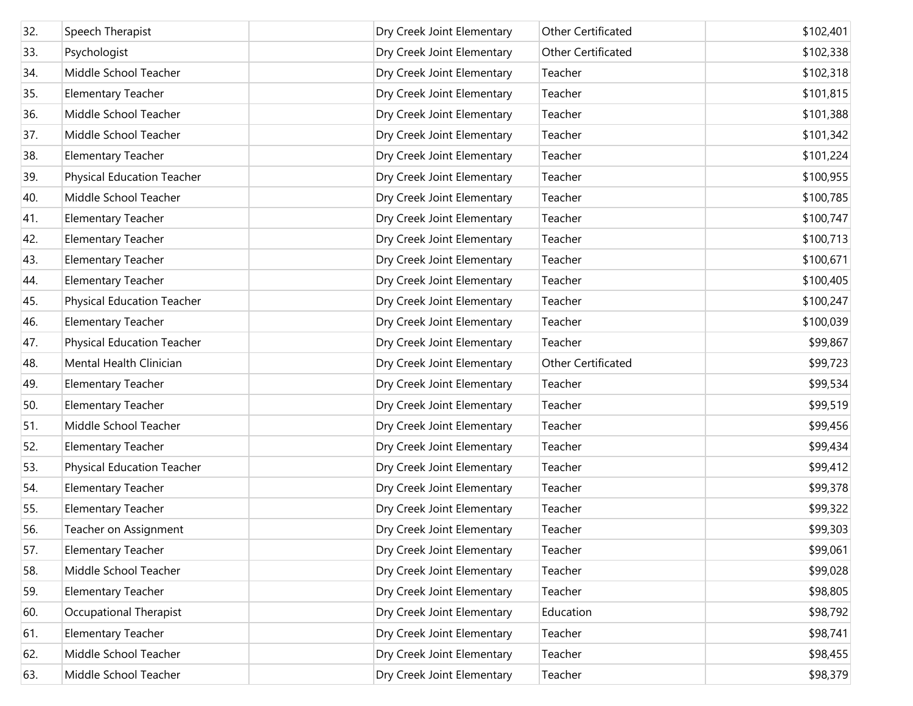| | | | | | |
|---|---|---|---|---|---|
| 32. | Speech Therapist | | Dry Creek Joint Elementary | Other Certificated | $102,401 |
| 33. | Psychologist | | Dry Creek Joint Elementary | Other Certificated | $102,338 |
| 34. | Middle School Teacher | | Dry Creek Joint Elementary | Teacher | $102,318 |
| 35. | Elementary Teacher | | Dry Creek Joint Elementary | Teacher | $101,815 |
| 36. | Middle School Teacher | | Dry Creek Joint Elementary | Teacher | $101,388 |
| 37. | Middle School Teacher | | Dry Creek Joint Elementary | Teacher | $101,342 |
| 38. | Elementary Teacher | | Dry Creek Joint Elementary | Teacher | $101,224 |
| 39. | Physical Education Teacher | | Dry Creek Joint Elementary | Teacher | $100,955 |
| 40. | Middle School Teacher | | Dry Creek Joint Elementary | Teacher | $100,785 |
| 41. | Elementary Teacher | | Dry Creek Joint Elementary | Teacher | $100,747 |
| 42. | Elementary Teacher | | Dry Creek Joint Elementary | Teacher | $100,713 |
| 43. | Elementary Teacher | | Dry Creek Joint Elementary | Teacher | $100,671 |
| 44. | Elementary Teacher | | Dry Creek Joint Elementary | Teacher | $100,405 |
| 45. | Physical Education Teacher | | Dry Creek Joint Elementary | Teacher | $100,247 |
| 46. | Elementary Teacher | | Dry Creek Joint Elementary | Teacher | $100,039 |
| 47. | Physical Education Teacher | | Dry Creek Joint Elementary | Teacher | $99,867 |
| 48. | Mental Health Clinician | | Dry Creek Joint Elementary | Other Certificated | $99,723 |
| 49. | Elementary Teacher | | Dry Creek Joint Elementary | Teacher | $99,534 |
| 50. | Elementary Teacher | | Dry Creek Joint Elementary | Teacher | $99,519 |
| 51. | Middle School Teacher | | Dry Creek Joint Elementary | Teacher | $99,456 |
| 52. | Elementary Teacher | | Dry Creek Joint Elementary | Teacher | $99,434 |
| 53. | Physical Education Teacher | | Dry Creek Joint Elementary | Teacher | $99,412 |
| 54. | Elementary Teacher | | Dry Creek Joint Elementary | Teacher | $99,378 |
| 55. | Elementary Teacher | | Dry Creek Joint Elementary | Teacher | $99,322 |
| 56. | Teacher on Assignment | | Dry Creek Joint Elementary | Teacher | $99,303 |
| 57. | Elementary Teacher | | Dry Creek Joint Elementary | Teacher | $99,061 |
| 58. | Middle School Teacher | | Dry Creek Joint Elementary | Teacher | $99,028 |
| 59. | Elementary Teacher | | Dry Creek Joint Elementary | Teacher | $98,805 |
| 60. | Occupational Therapist | | Dry Creek Joint Elementary | Education | $98,792 |
| 61. | Elementary Teacher | | Dry Creek Joint Elementary | Teacher | $98,741 |
| 62. | Middle School Teacher | | Dry Creek Joint Elementary | Teacher | $98,455 |
| 63. | Middle School Teacher | | Dry Creek Joint Elementary | Teacher | $98,379 |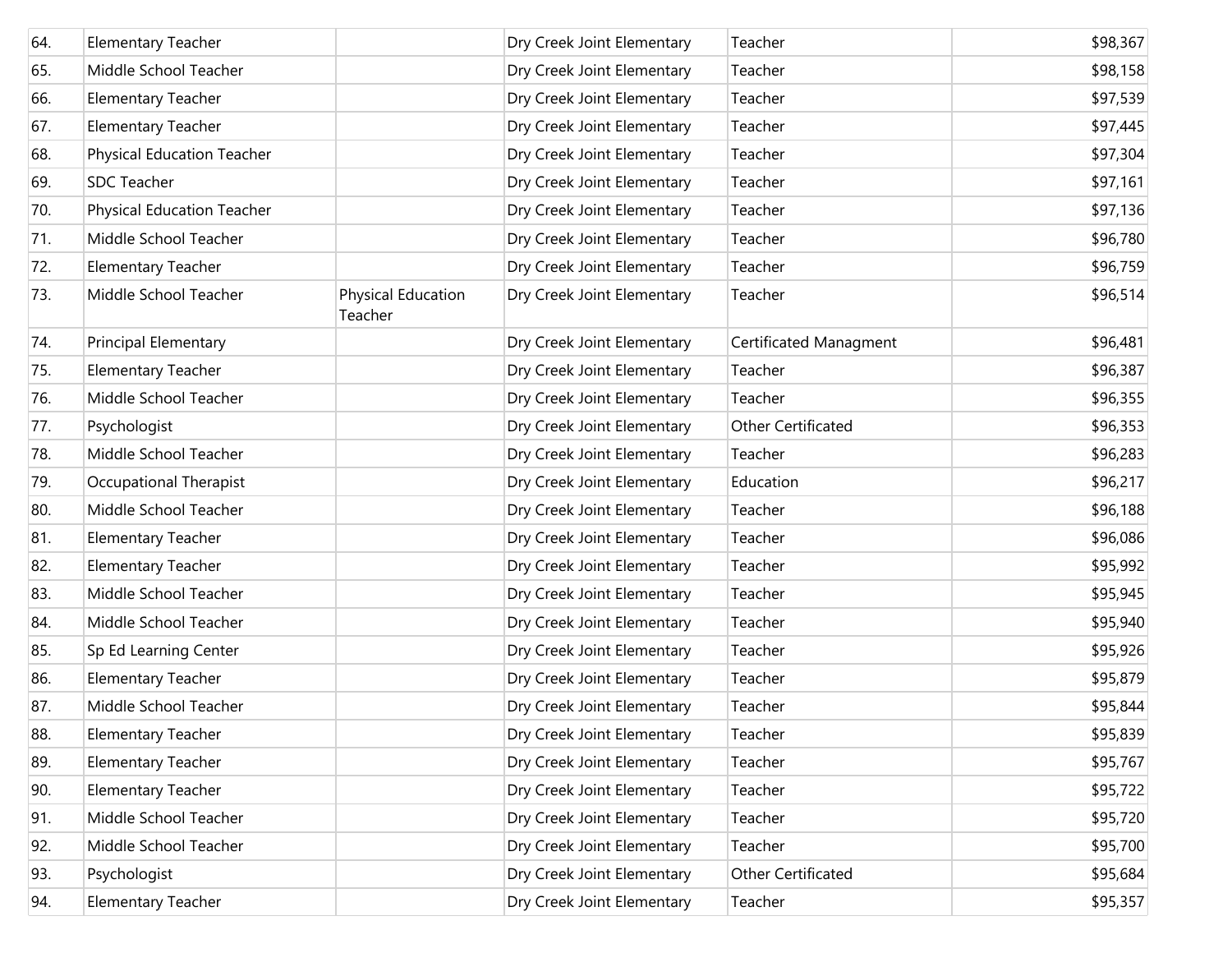| | | | | | |
|---|---|---|---|---|---|
| 64. | Elementary Teacher | | Dry Creek Joint Elementary | Teacher | $98,367 |
| 65. | Middle School Teacher | | Dry Creek Joint Elementary | Teacher | $98,158 |
| 66. | Elementary Teacher | | Dry Creek Joint Elementary | Teacher | $97,539 |
| 67. | Elementary Teacher | | Dry Creek Joint Elementary | Teacher | $97,445 |
| 68. | Physical Education Teacher | | Dry Creek Joint Elementary | Teacher | $97,304 |
| 69. | SDC Teacher | | Dry Creek Joint Elementary | Teacher | $97,161 |
| 70. | Physical Education Teacher | | Dry Creek Joint Elementary | Teacher | $97,136 |
| 71. | Middle School Teacher | | Dry Creek Joint Elementary | Teacher | $96,780 |
| 72. | Elementary Teacher | | Dry Creek Joint Elementary | Teacher | $96,759 |
| 73. | Middle School Teacher | Physical Education Teacher | Dry Creek Joint Elementary | Teacher | $96,514 |
| 74. | Principal Elementary | | Dry Creek Joint Elementary | Certificated Managment | $96,481 |
| 75. | Elementary Teacher | | Dry Creek Joint Elementary | Teacher | $96,387 |
| 76. | Middle School Teacher | | Dry Creek Joint Elementary | Teacher | $96,355 |
| 77. | Psychologist | | Dry Creek Joint Elementary | Other Certificated | $96,353 |
| 78. | Middle School Teacher | | Dry Creek Joint Elementary | Teacher | $96,283 |
| 79. | Occupational Therapist | | Dry Creek Joint Elementary | Education | $96,217 |
| 80. | Middle School Teacher | | Dry Creek Joint Elementary | Teacher | $96,188 |
| 81. | Elementary Teacher | | Dry Creek Joint Elementary | Teacher | $96,086 |
| 82. | Elementary Teacher | | Dry Creek Joint Elementary | Teacher | $95,992 |
| 83. | Middle School Teacher | | Dry Creek Joint Elementary | Teacher | $95,945 |
| 84. | Middle School Teacher | | Dry Creek Joint Elementary | Teacher | $95,940 |
| 85. | Sp Ed Learning Center | | Dry Creek Joint Elementary | Teacher | $95,926 |
| 86. | Elementary Teacher | | Dry Creek Joint Elementary | Teacher | $95,879 |
| 87. | Middle School Teacher | | Dry Creek Joint Elementary | Teacher | $95,844 |
| 88. | Elementary Teacher | | Dry Creek Joint Elementary | Teacher | $95,839 |
| 89. | Elementary Teacher | | Dry Creek Joint Elementary | Teacher | $95,767 |
| 90. | Elementary Teacher | | Dry Creek Joint Elementary | Teacher | $95,722 |
| 91. | Middle School Teacher | | Dry Creek Joint Elementary | Teacher | $95,720 |
| 92. | Middle School Teacher | | Dry Creek Joint Elementary | Teacher | $95,700 |
| 93. | Psychologist | | Dry Creek Joint Elementary | Other Certificated | $95,684 |
| 94. | Elementary Teacher | | Dry Creek Joint Elementary | Teacher | $95,357 |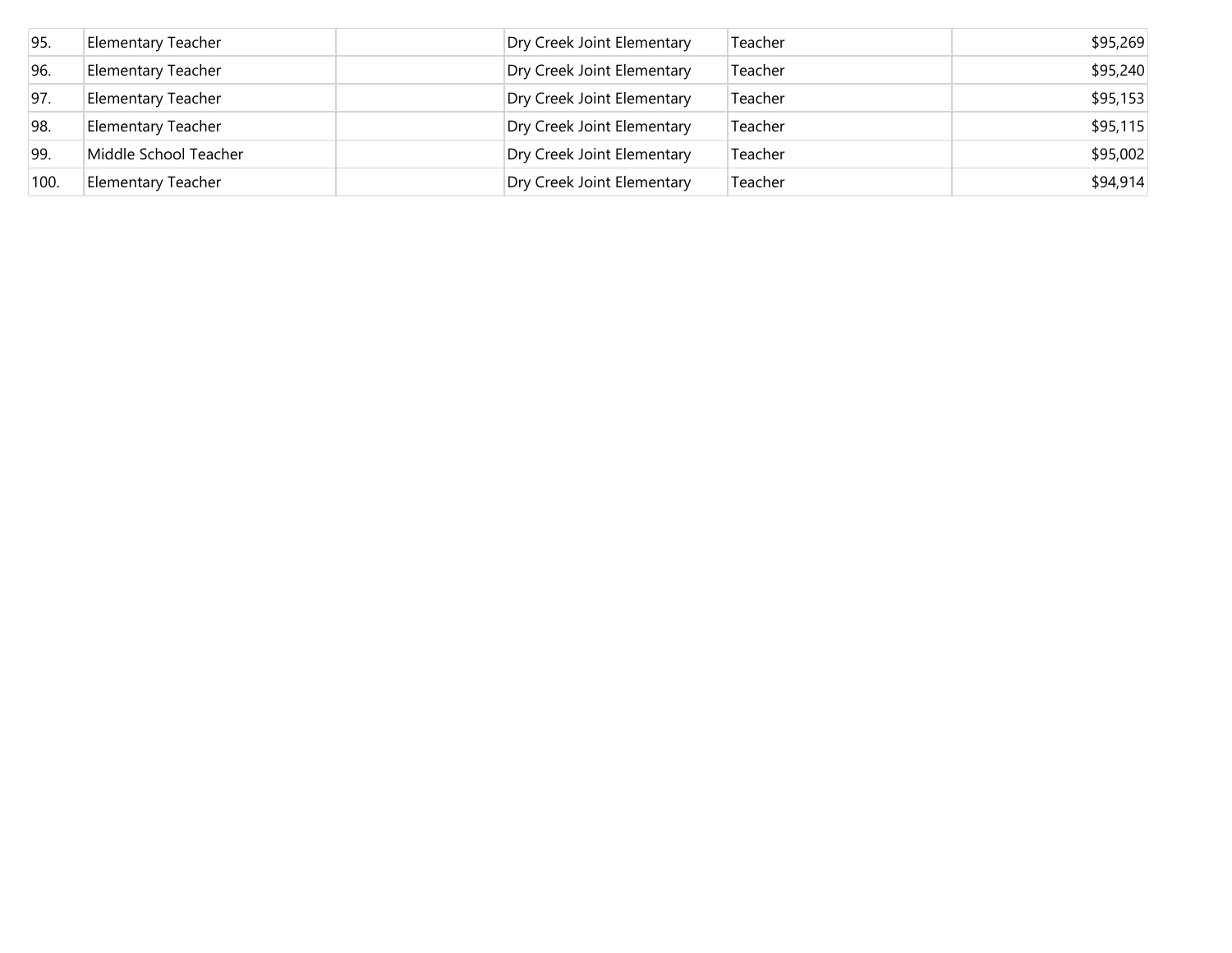| | | | | | |
|---|---|---|---|---|---|
| 95. | Elementary Teacher | | Dry Creek Joint Elementary | Teacher | $95,269 |
| 96. | Elementary Teacher | | Dry Creek Joint Elementary | Teacher | $95,240 |
| 97. | Elementary Teacher | | Dry Creek Joint Elementary | Teacher | $95,153 |
| 98. | Elementary Teacher | | Dry Creek Joint Elementary | Teacher | $95,115 |
| 99. | Middle School Teacher | | Dry Creek Joint Elementary | Teacher | $95,002 |
| 100. | Elementary Teacher | | Dry Creek Joint Elementary | Teacher | $94,914 |